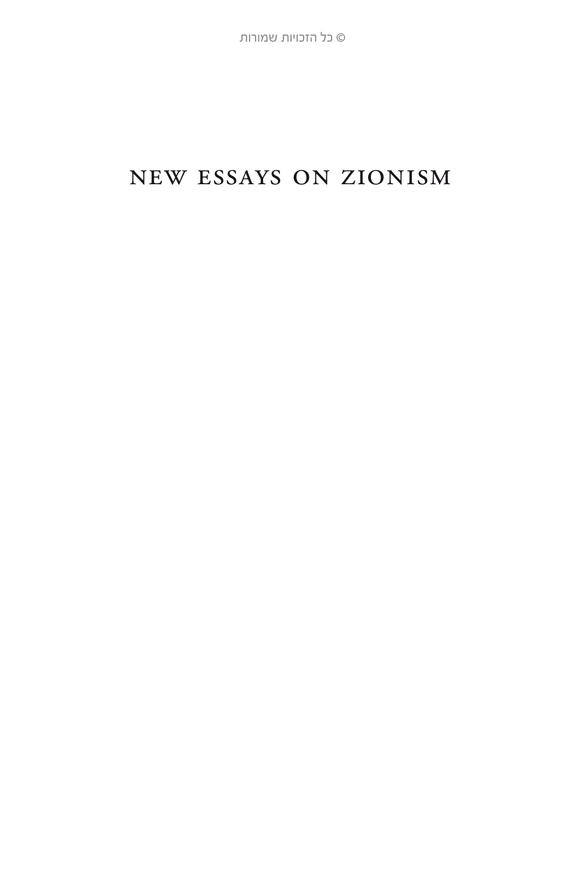© כל הזכויות שמורות

# NEW ESSAYS ON ZIONISM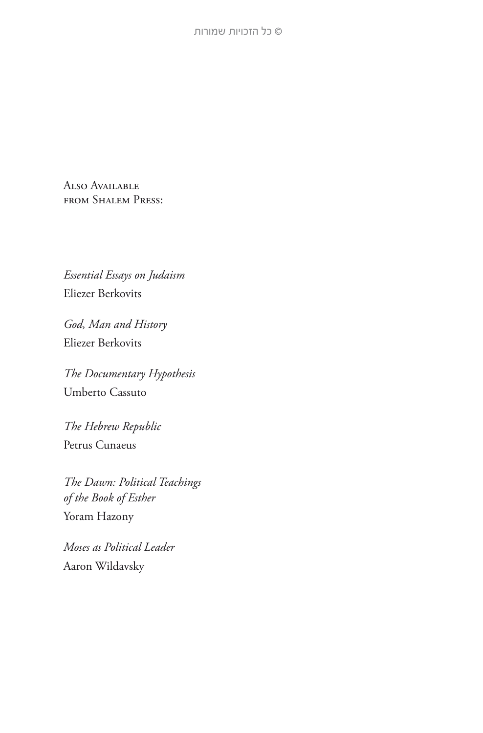Also Available
from Shalem Press:

*Essential Essays on Judaism*
Eliezer Berkovits

*God, Man and History*
Eliezer Berkovits

*The Documentary Hypothesis*
Umberto Cassuto

*The Hebrew Republic*
Petrus Cunaeus

*The Dawn: Political Teachings of the Book of Esther*
Yoram Hazony

*Moses as Political Leader*
Aaron Wildavsky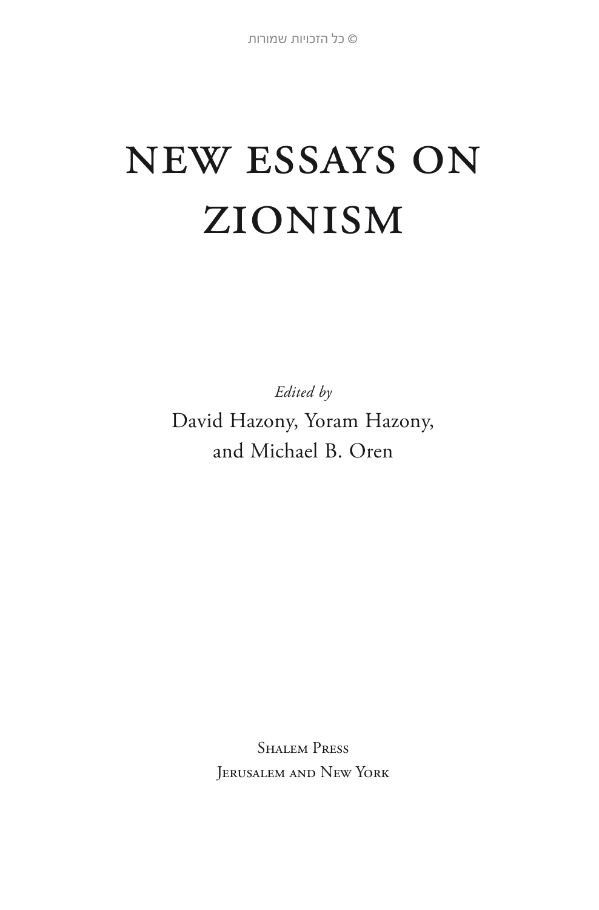© כל הזכויות שמורות

# NEW ESSAYS ON ZIONISM

*Edited by*

David Hazony, Yoram Hazony,
and Michael B. Oren

Shalem Press
Jerusalem and New York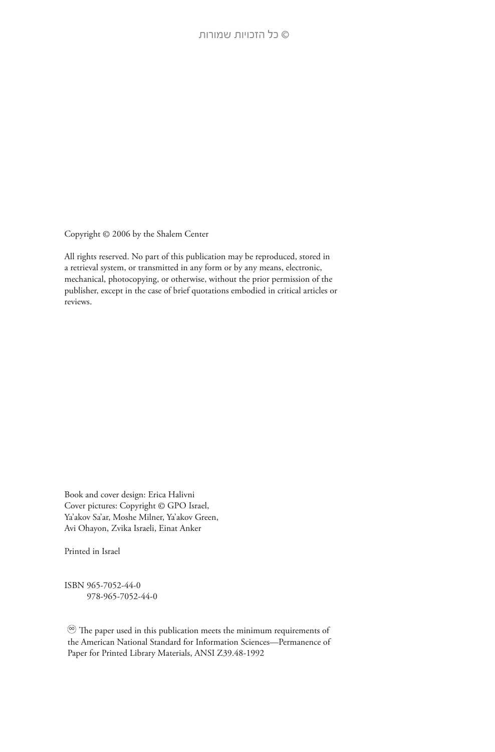© כל הזכויות שמורות

Copyright © 2006 by the Shalem Center

All rights reserved. No part of this publication may be reproduced, stored in a retrieval system, or transmitted in any form or by any means, electronic, mechanical, photocopying, or otherwise, without the prior permission of the publisher, except in the case of brief quotations embodied in critical articles or reviews.

Book and cover design: Erica Halivni
Cover pictures: Copyright © GPO Israel, Ya'akov Sa'ar, Moshe Milner, Ya'akov Green, Avi Ohayon, Zvika Israeli, Einat Anker

Printed in Israel

ISBN 965-7052-44-0
978-965-7052-44-0

♾ The paper used in this publication meets the minimum requirements of the American National Standard for Information Sciences—Permanence of Paper for Printed Library Materials, ANSI Z39.48-1992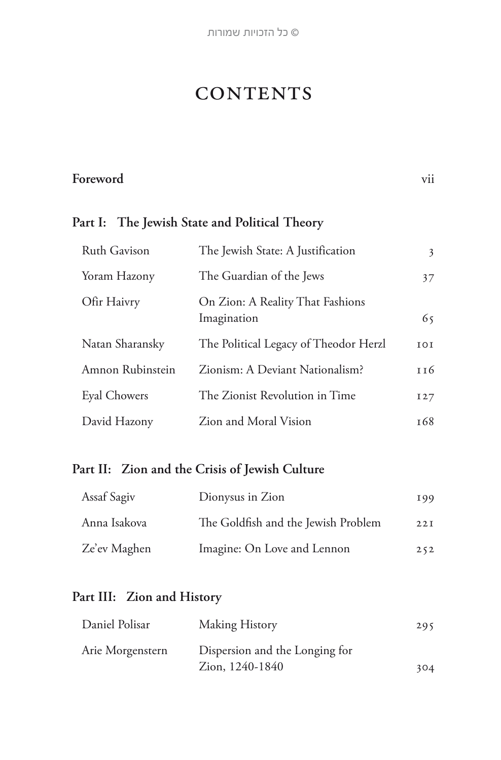# CONTENTS

**Foreword** vii

## Part I: The Jewish State and Political Theory

| | | |
|---|---|---|
| Ruth Gavison | The Jewish State: A Justification | 3 |
| Yoram Hazony | The Guardian of the Jews | 37 |
| Ofir Haivry | On Zion: A Reality That Fashions Imagination | 65 |
| Natan Sharansky | The Political Legacy of Theodor Herzl | 101 |
| Amnon Rubinstein | Zionism: A Deviant Nationalism? | 116 |
| Eyal Chowers | The Zionist Revolution in Time | 127 |
| David Hazony | Zion and Moral Vision | 168 |

## Part II: Zion and the Crisis of Jewish Culture

| | | |
|---|---|---|
| Assaf Sagiv | Dionysus in Zion | 199 |
| Anna Isakova | The Goldfish and the Jewish Problem | 221 |
| Ze'ev Maghen | Imagine: On Love and Lennon | 252 |

## Part III: Zion and History

| | | |
|---|---|---|
| Daniel Polisar | Making History | 295 |
| Arie Morgenstern | Dispersion and the Longing for Zion, 1240-1840 | 304 |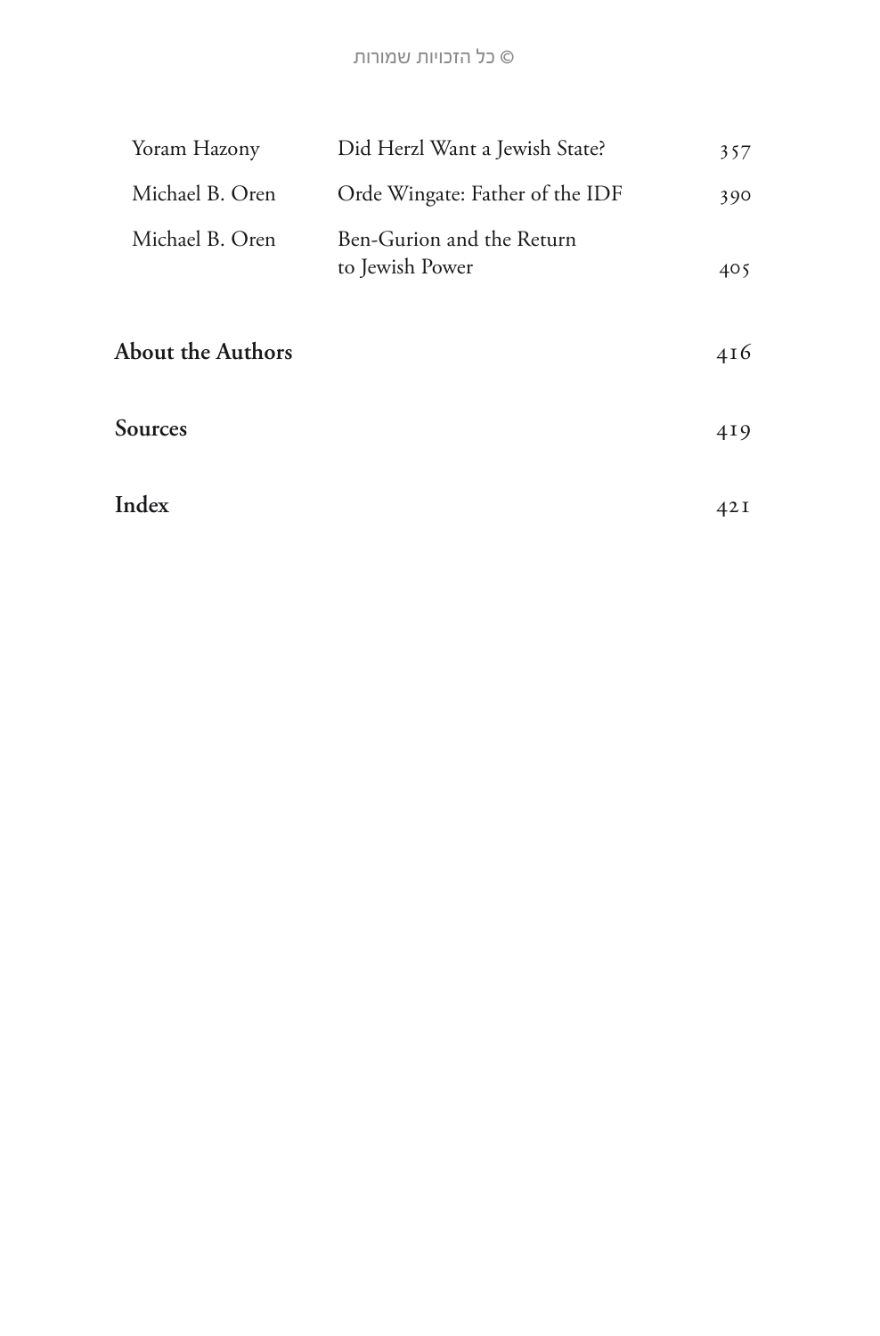| | | |
|---|---|---|
| Yoram Hazony | Did Herzl Want a Jewish State? | 357 |
| Michael B. Oren | Orde Wingate: Father of the IDF | 390 |
| Michael B. Oren | Ben-Gurion and the Return to Jewish Power | 405 |

**About the Authors** 416

**Sources** 419

**Index** 421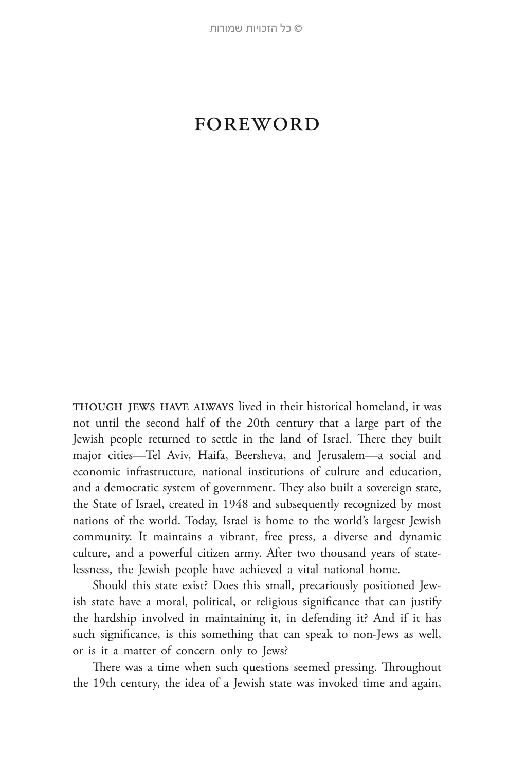# FOREWORD

THOUGH JEWS HAVE ALWAYS lived in their historical homeland, it was not until the second half of the 20th century that a large part of the Jewish people returned to settle in the land of Israel. There they built major cities—Tel Aviv, Haifa, Beersheva, and Jerusalem—a social and economic infrastructure, national institutions of culture and education, and a democratic system of government. They also built a sovereign state, the State of Israel, created in 1948 and subsequently recognized by most nations of the world. Today, Israel is home to the world's largest Jewish community. It maintains a vibrant, free press, a diverse and dynamic culture, and a powerful citizen army. After two thousand years of statelessness, the Jewish people have achieved a vital national home.

Should this state exist? Does this small, precariously positioned Jewish state have a moral, political, or religious significance that can justify the hardship involved in maintaining it, in defending it? And if it has such significance, is this something that can speak to non-Jews as well, or is it a matter of concern only to Jews?

There was a time when such questions seemed pressing. Throughout the 19th century, the idea of a Jewish state was invoked time and again,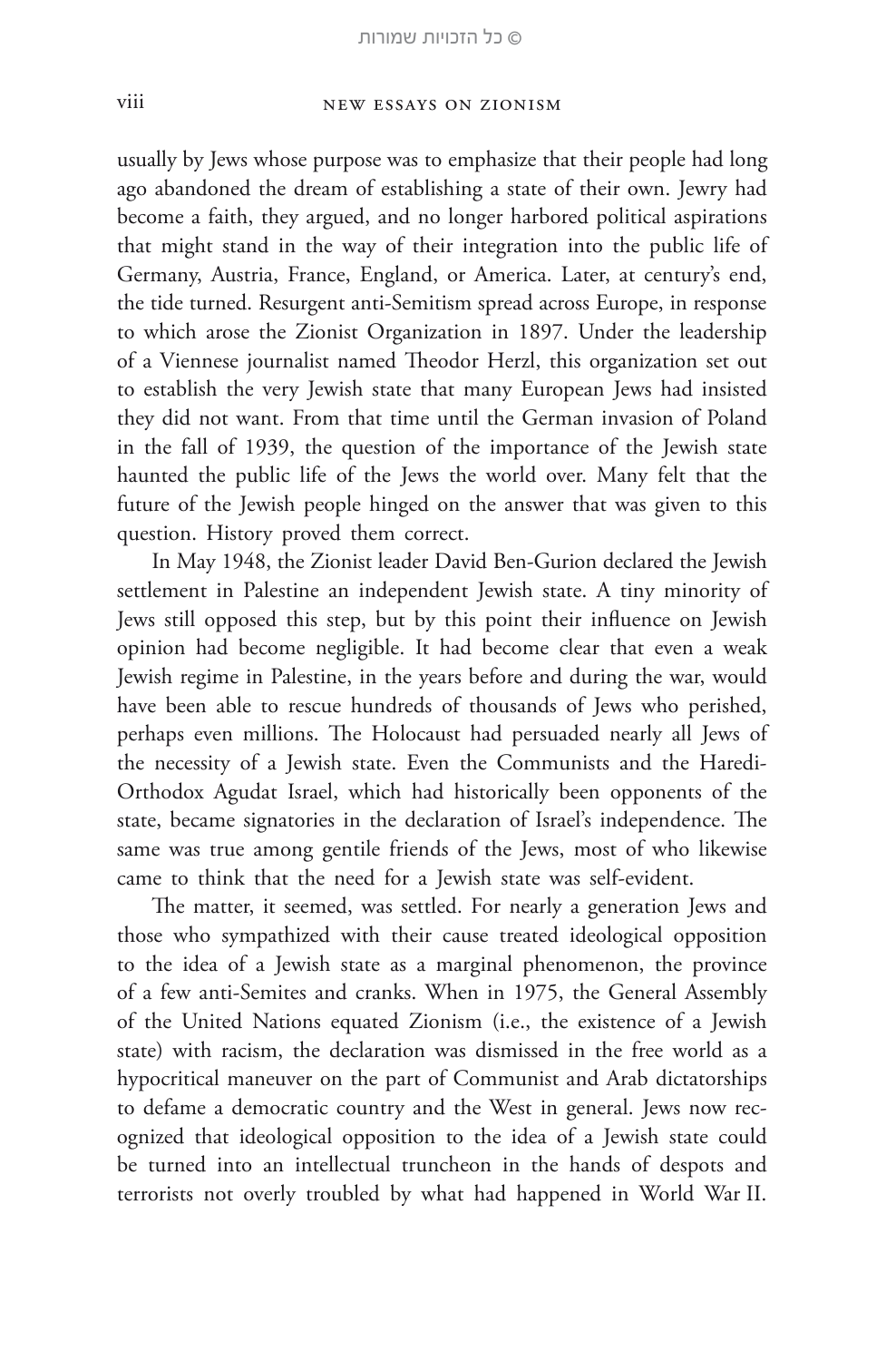usually by Jews whose purpose was to emphasize that their people had long ago abandoned the dream of establishing a state of their own. Jewry had become a faith, they argued, and no longer harbored political aspirations that might stand in the way of their integration into the public life of Germany, Austria, France, England, or America. Later, at century's end, the tide turned. Resurgent anti-Semitism spread across Europe, in response to which arose the Zionist Organization in 1897. Under the leadership of a Viennese journalist named Theodor Herzl, this organization set out to establish the very Jewish state that many European Jews had insisted they did not want. From that time until the German invasion of Poland in the fall of 1939, the question of the importance of the Jewish state haunted the public life of the Jews the world over. Many felt that the future of the Jewish people hinged on the answer that was given to this question. History proved them correct.

In May 1948, the Zionist leader David Ben-Gurion declared the Jewish settlement in Palestine an independent Jewish state. A tiny minority of Jews still opposed this step, but by this point their influence on Jewish opinion had become negligible. It had become clear that even a weak Jewish regime in Palestine, in the years before and during the war, would have been able to rescue hundreds of thousands of Jews who perished, perhaps even millions. The Holocaust had persuaded nearly all Jews of the necessity of a Jewish state. Even the Communists and the Haredi-Orthodox Agudat Israel, which had historically been opponents of the state, became signatories in the declaration of Israel's independence. The same was true among gentile friends of the Jews, most of who likewise came to think that the need for a Jewish state was self-evident.

The matter, it seemed, was settled. For nearly a generation Jews and those who sympathized with their cause treated ideological opposition to the idea of a Jewish state as a marginal phenomenon, the province of a few anti-Semites and cranks. When in 1975, the General Assembly of the United Nations equated Zionism (i.e., the existence of a Jewish state) with racism, the declaration was dismissed in the free world as a hypocritical maneuver on the part of Communist and Arab dictatorships to defame a democratic country and the West in general. Jews now recognized that ideological opposition to the idea of a Jewish state could be turned into an intellectual truncheon in the hands of despots and terrorists not overly troubled by what had happened in World War II.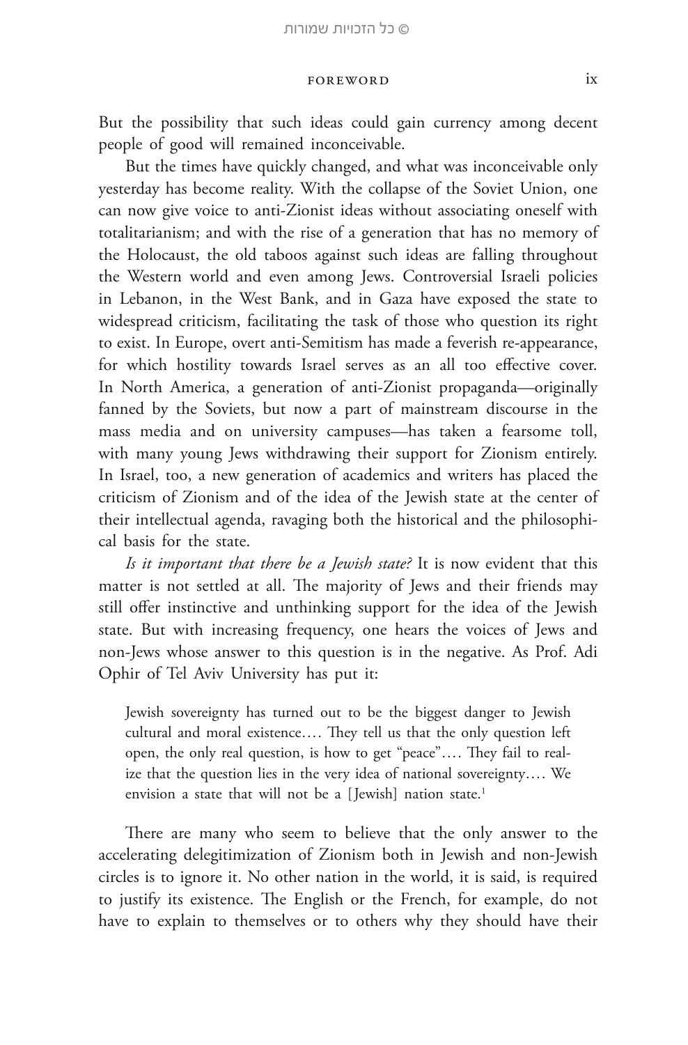But the possibility that such ideas could gain currency among decent people of good will remained inconceivable.

But the times have quickly changed, and what was inconceivable only yesterday has become reality. With the collapse of the Soviet Union, one can now give voice to anti-Zionist ideas without associating oneself with totalitarianism; and with the rise of a generation that has no memory of the Holocaust, the old taboos against such ideas are falling throughout the Western world and even among Jews. Controversial Israeli policies in Lebanon, in the West Bank, and in Gaza have exposed the state to widespread criticism, facilitating the task of those who question its right to exist. In Europe, overt anti-Semitism has made a feverish re-appearance, for which hostility towards Israel serves as an all too effective cover. In North America, a generation of anti-Zionist propaganda—originally fanned by the Soviets, but now a part of mainstream discourse in the mass media and on university campuses—has taken a fearsome toll, with many young Jews withdrawing their support for Zionism entirely. In Israel, too, a new generation of academics and writers has placed the criticism of Zionism and of the idea of the Jewish state at the center of their intellectual agenda, ravaging both the historical and the philosophical basis for the state.

*Is it important that there be a Jewish state?* It is now evident that this matter is not settled at all. The majority of Jews and their friends may still offer instinctive and unthinking support for the idea of the Jewish state. But with increasing frequency, one hears the voices of Jews and non-Jews whose answer to this question is in the negative. As Prof. Adi Ophir of Tel Aviv University has put it:

> Jewish sovereignty has turned out to be the biggest danger to Jewish cultural and moral existence.… They tell us that the only question left open, the only real question, is how to get "peace".… They fail to realize that the question lies in the very idea of national sovereignty.… We envision a state that will not be a [Jewish] nation state.[1]

There are many who seem to believe that the only answer to the accelerating delegitimization of Zionism both in Jewish and non-Jewish circles is to ignore it. No other nation in the world, it is said, is required to justify its existence. The English or the French, for example, do not have to explain to themselves or to others why they should have their